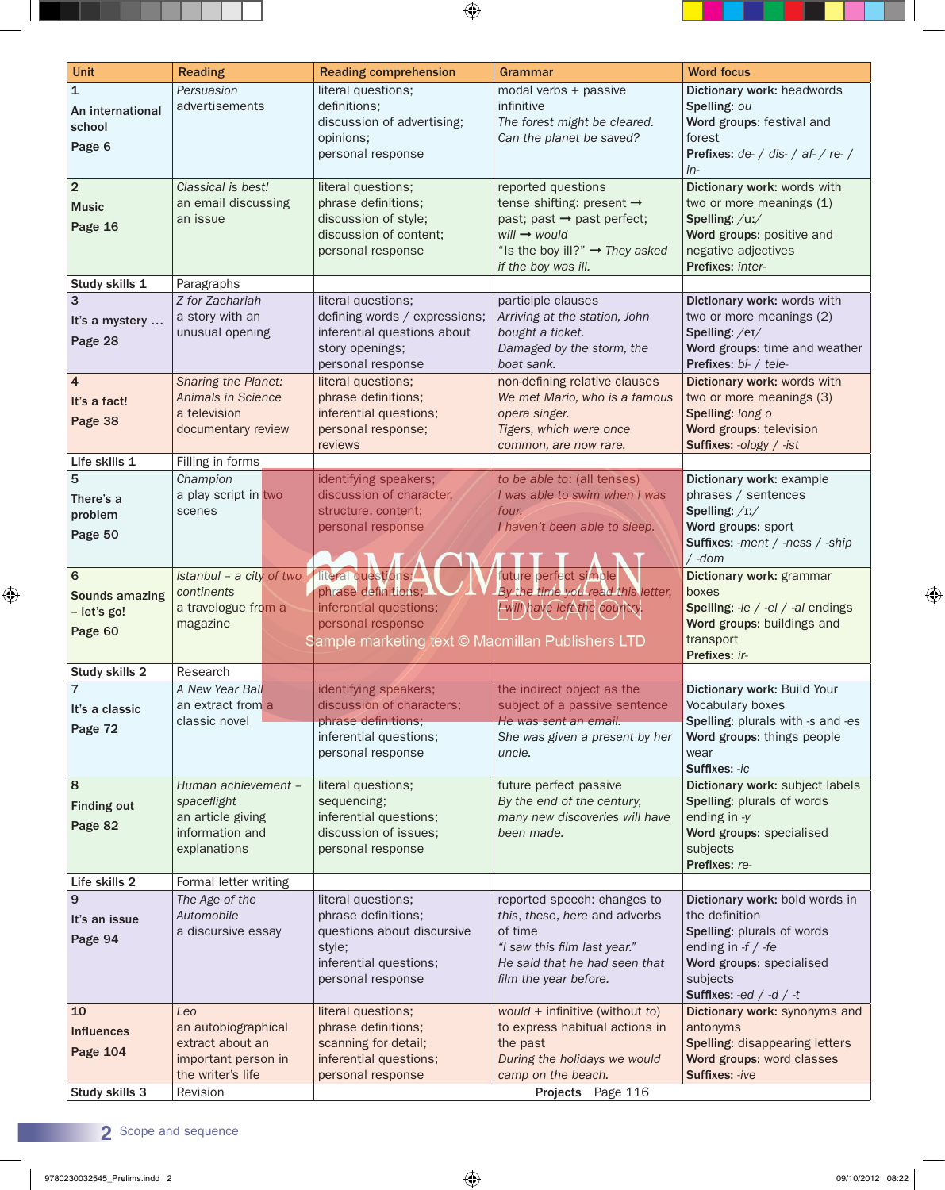| Unit | Reading | Reading comprehension | Grammar | Word focus |
|---|---|---|---|---|
| **1** **An international school** **Page 6** | *Persuasion* advertisements | literal questions; definitions; discussion of advertising; opinions; personal response | modal verbs + passive infinitive *The forest might be cleared.* *Can the planet be saved?* | **Dictionary work:** headwords **Spelling:** *ou* **Word groups:** festival and forest **Prefixes:** *de- / dis- / af- / re- / in-* |
| **2** **Music** **Page 16** | *Classical is best!* an email discussing an issue | literal questions; phrase definitions; discussion of style; discussion of content; personal response | reported questions tense shifting: present ➞ past; past ➞ past perfect; *will* ➞ *would* "Is the boy ill?" ➞ *They asked if the boy was ill.* | **Dictionary work:** words with two or more meanings (1) **Spelling:** */uː/* **Word groups:** positive and negative adjectives **Prefixes:** *inter-* |
| **Study skills 1** | Paragraphs | | | |
| **3** **It's a mystery ...** **Page 28** | *Z for Zachariah* a story with an unusual opening | literal questions; defining words / expressions; inferential questions about story openings; personal response | participle clauses *Arriving at the station, John bought a ticket.* *Damaged by the storm, the boat sank.* | **Dictionary work:** words with two or more meanings (2) **Spelling:** */eɪ/* **Word groups:** time and weather **Prefixes:** *bi- / tele-* |
| **4** **It's a fact!** **Page 38** | *Sharing the Planet: Animals in Science* a television documentary review | literal questions; phrase definitions; inferential questions; personal response; reviews | non-defining relative clauses *We met Mario, who is a famous opera singer.* *Tigers, which were once common, are now rare.* | **Dictionary work:** words with two or more meanings (3) **Spelling:** *long o* **Word groups:** television **Suffixes:** *-ology / -ist* |
| **Life skills 1** | Filling in forms | | | |
| **5** **There's a problem** **Page 50** | *Champion* a play script in two scenes | identifying speakers; discussion of character, structure, content; personal response | *to be able to*: (all tenses) *I was able to swim when I was four.* *I haven't been able to sleep.* | **Dictionary work:** example phrases / sentences **Spelling:** */ɪː/* **Word groups:** sport **Suffixes:** *-ment / -ness / -ship / -dom* |
| **6** **Sounds amazing – let's go!** **Page 60** | *Istanbul – a city of two continents* a travelogue from a magazine | literal questions; phrase definitions; inferential questions; personal response | future perfect simple *By the time you read this letter, I will have left the country.* | **Dictionary work:** grammar boxes **Spelling:** *-le / -el / -al* endings **Word groups:** buildings and transport **Prefixes:** *ir-* |
| **Study skills 2** | Research | | | |
| **7** **It's a classic** **Page 72** | *A New Year Ball* an extract from a classic novel | identifying speakers; discussion of characters; phrase definitions; inferential questions; personal response | the indirect object as the subject of a passive sentence *He was sent an email.* *She was given a present by her uncle.* | **Dictionary work:** Build Your Vocabulary boxes **Spelling:** plurals with *-s* and *-es* **Word groups:** things people wear **Suffixes:** *-ic* |
| **8** **Finding out** **Page 82** | *Human achievement – spaceflight* an article giving information and explanations | literal questions; sequencing; inferential questions; discussion of issues; personal response | future perfect passive *By the end of the century, many new discoveries will have been made.* | **Dictionary work:** subject labels **Spelling:** plurals of words ending in *-y* **Word groups:** specialised subjects **Prefixes:** *re-* |
| **Life skills 2** | Formal letter writing | | | |
| **9** **It's an issue** **Page 94** | *The Age of the Automobile* a discursive essay | literal questions; phrase definitions; questions about discursive style; inferential questions; personal response | reported speech: changes to *this*, *these*, *here* and adverbs of time *"I saw this film last year."* *He said that he had seen that film the year before.* | **Dictionary work:** bold words in the definition **Spelling:** plurals of words ending in *-f / -fe* **Word groups:** specialised subjects **Suffixes:** *-ed / -d / -t* |
| **10** **Influences** **Page 104** | *Leo* an autobiographical extract about an important person in the writer's life | literal questions; phrase definitions; scanning for detail; inferential questions; personal response | *would* + infinitive (without *to*) to express habitual actions in the past *During the holidays we would camp on the beach.* | **Dictionary work:** synonyms and antonyms **Spelling:** disappearing letters **Word groups:** word classes **Suffixes:** *-ive* |
| **Study skills 3** | Revision | **Projects** Page 116 | | |

Sample marketing text © Macmillan Publishers LTD

**2** Scope and sequence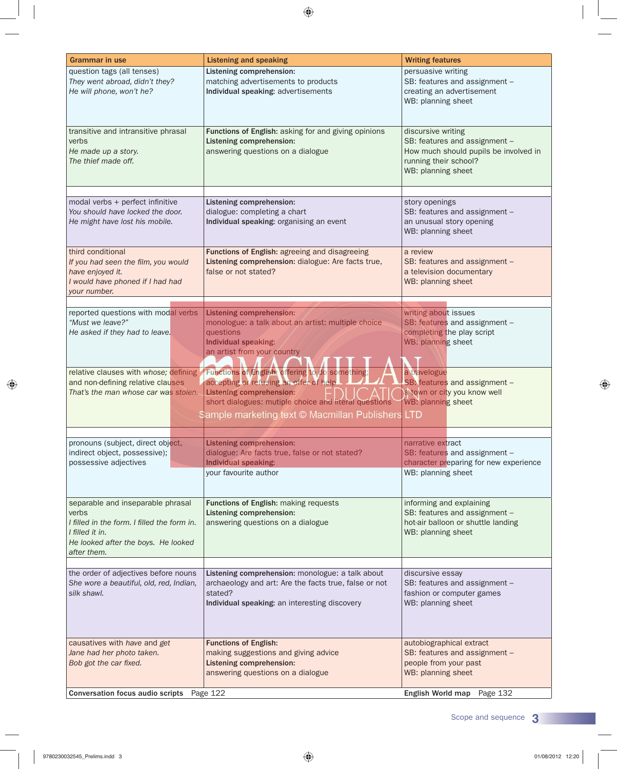| Grammar in use | Listening and speaking | Writing features |
|---|---|---|
| question tags (all tenses)<br>*They went abroad, didn't they?*<br>*He will phone, won't he?* | **Listening comprehension:**<br>matching advertisements to products<br>**Individual speaking:** advertisements | persuasive writing<br>SB: features and assignment – creating an advertisement<br>WB: planning sheet |
| transitive and intransitive phrasal verbs<br>*He made up a story.*<br>*The thief made off.* | **Functions of English:** asking for and giving opinions<br>**Listening comprehension:**<br>answering questions on a dialogue | discursive writing<br>SB: features and assignment – How much should pupils be involved in running their school?<br>WB: planning sheet |
| modal verbs + perfect infinitive<br>*You should have locked the door.*<br>*He might have lost his mobile.* | **Listening comprehension:**<br>dialogue: completing a chart<br>**Individual speaking:** organising an event | story openings<br>SB: features and assignment – an unusual story opening<br>WB: planning sheet |
| third conditional<br>*If you had seen the film, you would have enjoyed it.*<br>*I would have phoned if I had had your number.* | **Functions of English:** agreeing and disagreeing<br>**Listening comprehension:** dialogue: Are facts true, false or not stated? | a review<br>SB: features and assignment – a television documentary<br>WB: planning sheet |
| reported questions with modal verbs<br>*"Must we leave?"*<br>*He asked if they had to leave.* | **Listening comprehension:**<br>monologue: a talk about an artist: multiple choice questions<br>**Individual speaking:**<br>an artist from your country | writing about issues<br>SB: features and assignment – completing the play script<br>WB: planning sheet |
| relative clauses with *whose;* defining and non-defining relative clauses<br>*That's the man whose car was stolen.* | **Functions of English:** offering to do something; accepting or refusing an offer of help<br>**Listening comprehension:**<br>short dialogues: mutiple choice and literal questions | a travelogue<br>SB: features and assignment – a town or city you know well<br>WB: planning sheet |
| pronouns (subject, direct object, indirect object, possessive); possessive adjectives | **Listening comprehension:**<br>dialogue: Are facts true, false or not stated?<br>**Individual speaking:**<br>your favourite author | narrative extract<br>SB: features and assignment – character preparing for new experience<br>WB: planning sheet |
| separable and inseparable phrasal verbs<br>*I filled in the form. I filled the form in. I filled it in.*<br>*He looked after the boys. He looked after them.* | **Functions of English:** making requests<br>**Listening comprehension:**<br>answering questions on a dialogue | informing and explaining<br>SB: features and assignment – hot-air balloon or shuttle landing<br>WB: planning sheet |
| the order of adjectives before nouns<br>*She wore a beautiful, old, red, Indian, silk shawl.* | **Listening comprehension:** monologue: a talk about archaeology and art: Are the facts true, false or not stated?<br>**Individual speaking:** an interesting discovery | discursive essay<br>SB: features and assignment – fashion or computer games<br>WB: planning sheet |
| causatives with *have* and *get*<br>*Jane had her photo taken.*<br>*Bob got the car fixed.* | **Functions of English:**<br>making suggestions and giving advice<br>**Listening comprehension:**<br>answering questions on a dialogue | autobiographical extract<br>SB: features and assignment – people from your past<br>WB: planning sheet |
| **Conversation focus audio scripts** Page 122 | | **English World map** Page 132 |

Sample marketing text © Macmillan Publishers LTD